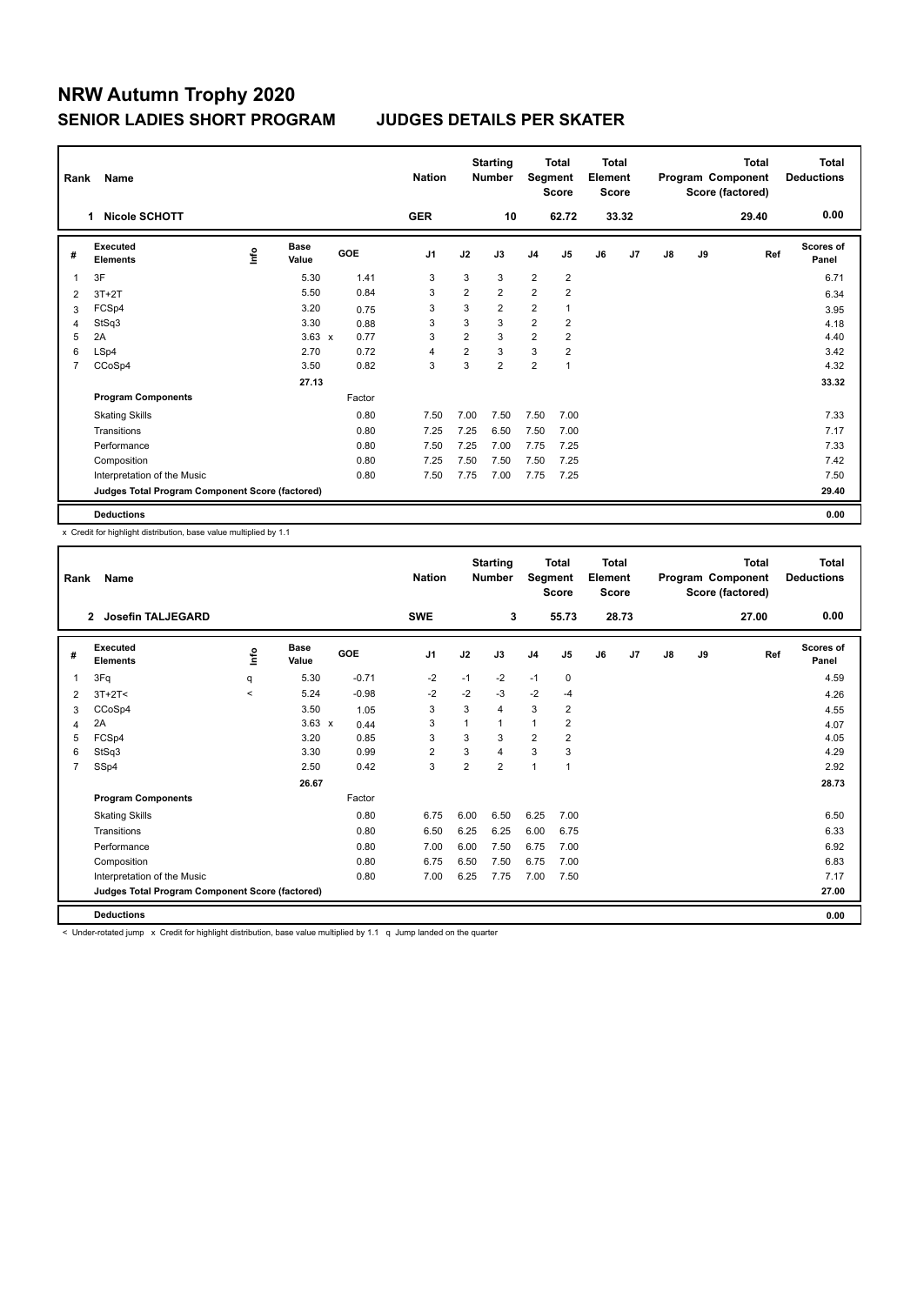# NRW Autumn Trophy 2020

## SENIOR LADIES SHORT PROGRAM JUDGES DETAILS PER SKATER

| Rank | Name | Nation | Starting Number | Total Segment Score | Total Element Score | Total Program Component Score (factored) | Total Deductions |
|---|---|---|---|---|---|---|---|
| 1 | Nicole SCHOTT | GER | 10 | 62.72 | 33.32 | 29.40 | 0.00 |

| # | Executed Elements | Info | Base Value | | GOE | J1 | J2 | J3 | J4 | J5 | J6 | J7 | J8 | J9 | Ref | Scores of Panel |
|---|---|---|---|---|---|---|---|---|---|---|---|---|---|---|---|---|
| 1 | 3F | | 5.30 | | 1.41 | 3 | 3 | 3 | 2 | 2 | | | | | | 6.71 |
| 2 | 3T+2T | | 5.50 | | 0.84 | 3 | 2 | 2 | 2 | 2 | | | | | | 6.34 |
| 3 | FCSp4 | | 3.20 | | 0.75 | 3 | 3 | 2 | 2 | 1 | | | | | | 3.95 |
| 4 | StSq3 | | 3.30 | | 0.88 | 3 | 3 | 3 | 2 | 2 | | | | | | 4.18 |
| 5 | 2A | | 3.63 | x | 0.77 | 3 | 2 | 3 | 2 | 2 | | | | | | 4.40 |
| 6 | LSp4 | | 2.70 | | 0.72 | 4 | 2 | 3 | 3 | 2 | | | | | | 3.42 |
| 7 | CCoSp4 | | 3.50 | | 0.82 | 3 | 3 | 2 | 2 | 1 | | | | | | 4.32 |
| | | | 27.13 | | | | | | | | | | | | | 33.32 |
| | **Program Components** | | | | Factor | | | | | | | | | | | |
| | Skating Skills | | | | 0.80 | 7.50 | 7.00 | 7.50 | 7.50 | 7.00 | | | | | | 7.33 |
| | Transitions | | | | 0.80 | 7.25 | 7.25 | 6.50 | 7.50 | 7.00 | | | | | | 7.17 |
| | Performance | | | | 0.80 | 7.50 | 7.25 | 7.00 | 7.75 | 7.25 | | | | | | 7.33 |
| | Composition | | | | 0.80 | 7.25 | 7.50 | 7.50 | 7.50 | 7.25 | | | | | | 7.42 |
| | Interpretation of the Music | | | | 0.80 | 7.50 | 7.75 | 7.00 | 7.75 | 7.25 | | | | | | 7.50 |
| | **Judges Total Program Component Score (factored)** | | | | | | | | | | | | | | | 29.40 |
| | **Deductions** | | | | | | | | | | | | | | | 0.00 |

x Credit for highlight distribution, base value multiplied by 1.1

| Rank | Name | Nation | Starting Number | Total Segment Score | Total Element Score | Total Program Component Score (factored) | Total Deductions |
|---|---|---|---|---|---|---|---|
| 2 | Josefin TALJEGARD | SWE | 3 | 55.73 | 28.73 | 27.00 | 0.00 |

| # | Executed Elements | Info | Base Value | | GOE | J1 | J2 | J3 | J4 | J5 | J6 | J7 | J8 | J9 | Ref | Scores of Panel |
|---|---|---|---|---|---|---|---|---|---|---|---|---|---|---|---|---|
| 1 | 3Fq | q | 5.30 | | -0.71 | -2 | -1 | -2 | -1 | 0 | | | | | | 4.59 |
| 2 | 3T+2T< | < | 5.24 | | -0.98 | -2 | -2 | -3 | -2 | -4 | | | | | | 4.26 |
| 3 | CCoSp4 | | 3.50 | | 1.05 | 3 | 3 | 4 | 3 | 2 | | | | | | 4.55 |
| 4 | 2A | | 3.63 | x | 0.44 | 3 | 1 | 1 | 1 | 2 | | | | | | 4.07 |
| 5 | FCSp4 | | 3.20 | | 0.85 | 3 | 3 | 3 | 2 | 2 | | | | | | 4.05 |
| 6 | StSq3 | | 3.30 | | 0.99 | 2 | 3 | 4 | 3 | 3 | | | | | | 4.29 |
| 7 | SSp4 | | 2.50 | | 0.42 | 3 | 2 | 2 | 1 | 1 | | | | | | 2.92 |
| | | | 26.67 | | | | | | | | | | | | | 28.73 |
| | **Program Components** | | | | Factor | | | | | | | | | | | |
| | Skating Skills | | | | 0.80 | 6.75 | 6.00 | 6.50 | 6.25 | 7.00 | | | | | | 6.50 |
| | Transitions | | | | 0.80 | 6.50 | 6.25 | 6.25 | 6.00 | 6.75 | | | | | | 6.33 |
| | Performance | | | | 0.80 | 7.00 | 6.00 | 7.50 | 6.75 | 7.00 | | | | | | 6.92 |
| | Composition | | | | 0.80 | 6.75 | 6.50 | 7.50 | 6.75 | 7.00 | | | | | | 6.83 |
| | Interpretation of the Music | | | | 0.80 | 7.00 | 6.25 | 7.75 | 7.00 | 7.50 | | | | | | 7.17 |
| | **Judges Total Program Component Score (factored)** | | | | | | | | | | | | | | | 27.00 |
| | **Deductions** | | | | | | | | | | | | | | | 0.00 |

< Under-rotated jump x Credit for highlight distribution, base value multiplied by 1.1 q Jump landed on the quarter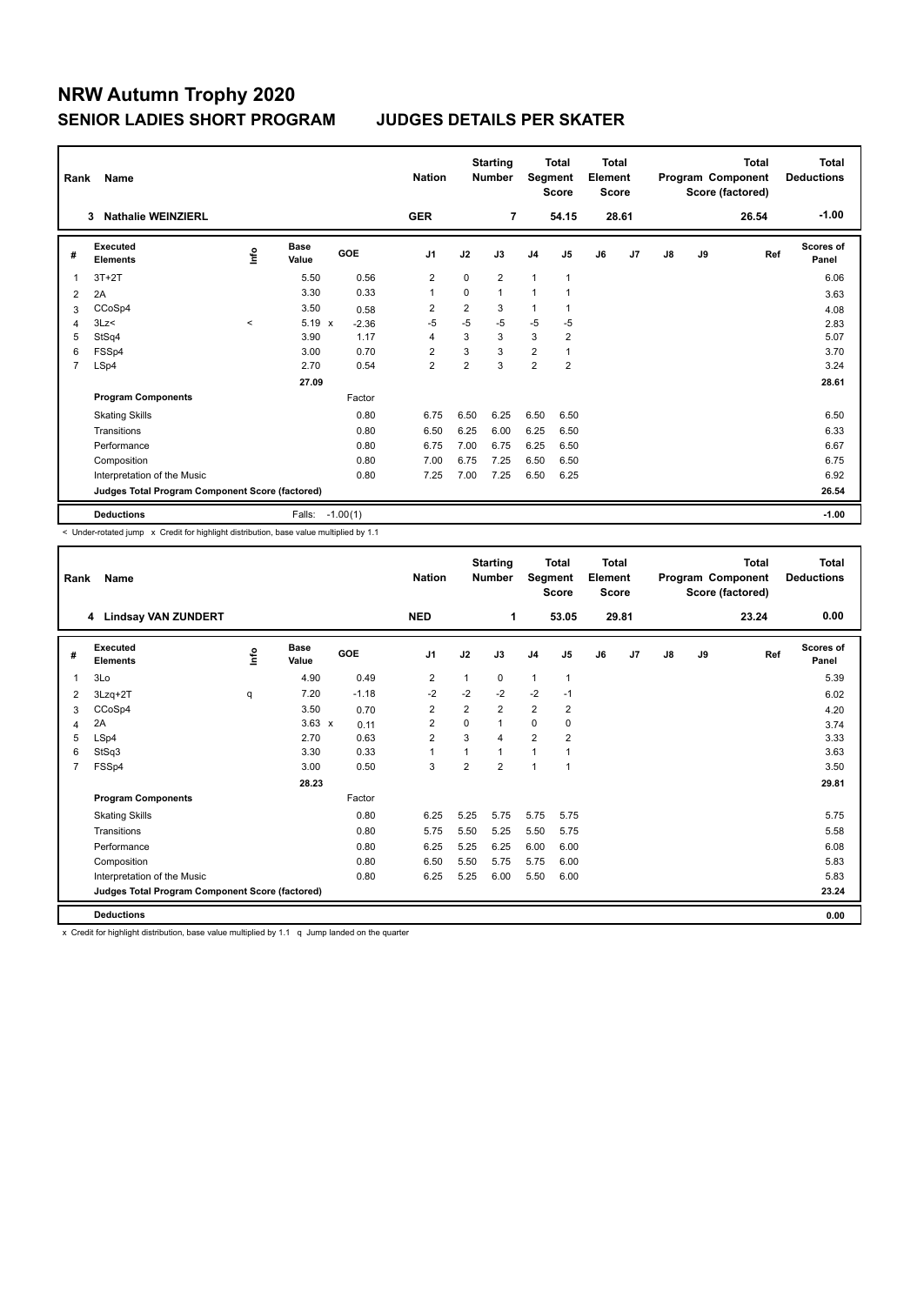# NRW Autumn Trophy 2020

## SENIOR LADIES SHORT PROGRAM — JUDGES DETAILS PER SKATER

| Rank | Name | Nation | Starting Number | Total Segment Score | Total Element Score | Total Program Component Score (factored) | Total Deductions |
|---|---|---|---|---|---|---|---|
| 3 | Nathalie WEINZIERL | GER | 7 | 54.15 | 28.61 | 26.54 | -1.00 |

| # | Executed Elements | Info | Base Value | | GOE | J1 | J2 | J3 | J4 | J5 | J6 | J7 | J8 | J9 | Ref | Scores of Panel |
|---|---|---|---|---|---|---|---|---|---|---|---|---|---|---|---|---|
| 1 | 3T+2T | | 5.50 | | 0.56 | 2 | 0 | 2 | 1 | 1 | | | | | | 6.06 |
| 2 | 2A | | 3.30 | | 0.33 | 1 | 0 | 1 | 1 | 1 | | | | | | 3.63 |
| 3 | CCoSp4 | | 3.50 | | 0.58 | 2 | 2 | 3 | 1 | 1 | | | | | | 4.08 |
| 4 | 3Lz< | < | 5.19 | x | -2.36 | -5 | -5 | -5 | -5 | -5 | | | | | | 2.83 |
| 5 | StSq4 | | 3.90 | | 1.17 | 4 | 3 | 3 | 3 | 2 | | | | | | 5.07 |
| 6 | FSSp4 | | 3.00 | | 0.70 | 2 | 3 | 3 | 2 | 1 | | | | | | 3.70 |
| 7 | LSp4 | | 2.70 | | 0.54 | 2 | 2 | 3 | 2 | 2 | | | | | | 3.24 |
| | | | 27.09 | | | | | | | | | | | | | 28.61 |
| | **Program Components** | | | | Factor | | | | | | | | | | | |
| | Skating Skills | | | | 0.80 | 6.75 | 6.50 | 6.25 | 6.50 | 6.50 | | | | | | 6.50 |
| | Transitions | | | | 0.80 | 6.50 | 6.25 | 6.00 | 6.25 | 6.50 | | | | | | 6.33 |
| | Performance | | | | 0.80 | 6.75 | 7.00 | 6.75 | 6.25 | 6.50 | | | | | | 6.67 |
| | Composition | | | | 0.80 | 7.00 | 6.75 | 7.25 | 6.50 | 6.50 | | | | | | 6.75 |
| | Interpretation of the Music | | | | 0.80 | 7.25 | 7.00 | 7.25 | 6.50 | 6.25 | | | | | | 6.92 |
| | **Judges Total Program Component Score (factored)** | | | | | | | | | | | | | | | 26.54 |
| | **Deductions** | | Falls: | | -1.00(1) | | | | | | | | | | | -1.00 |

< Under-rotated jump x Credit for highlight distribution, base value multiplied by 1.1

| Rank | Name | Nation | Starting Number | Total Segment Score | Total Element Score | Total Program Component Score (factored) | Total Deductions |
|---|---|---|---|---|---|---|---|
| 4 | Lindsay VAN ZUNDERT | NED | 1 | 53.05 | 29.81 | 23.24 | 0.00 |

| # | Executed Elements | Info | Base Value | | GOE | J1 | J2 | J3 | J4 | J5 | J6 | J7 | J8 | J9 | Ref | Scores of Panel |
|---|---|---|---|---|---|---|---|---|---|---|---|---|---|---|---|---|
| 1 | 3Lo | | 4.90 | | 0.49 | 2 | 1 | 0 | 1 | 1 | | | | | | 5.39 |
| 2 | 3Lzq+2T | q | 7.20 | | -1.18 | -2 | -2 | -2 | -2 | -1 | | | | | | 6.02 |
| 3 | CCoSp4 | | 3.50 | | 0.70 | 2 | 2 | 2 | 2 | 2 | | | | | | 4.20 |
| 4 | 2A | | 3.63 | x | 0.11 | 2 | 0 | 1 | 0 | 0 | | | | | | 3.74 |
| 5 | LSp4 | | 2.70 | | 0.63 | 2 | 3 | 4 | 2 | 2 | | | | | | 3.33 |
| 6 | StSq3 | | 3.30 | | 0.33 | 1 | 1 | 1 | 1 | 1 | | | | | | 3.63 |
| 7 | FSSp4 | | 3.00 | | 0.50 | 3 | 2 | 2 | 1 | 1 | | | | | | 3.50 |
| | | | 28.23 | | | | | | | | | | | | | 29.81 |
| | **Program Components** | | | | Factor | | | | | | | | | | | |
| | Skating Skills | | | | 0.80 | 6.25 | 5.25 | 5.75 | 5.75 | 5.75 | | | | | | 5.75 |
| | Transitions | | | | 0.80 | 5.75 | 5.50 | 5.25 | 5.50 | 5.75 | | | | | | 5.58 |
| | Performance | | | | 0.80 | 6.25 | 5.25 | 6.25 | 6.00 | 6.00 | | | | | | 6.08 |
| | Composition | | | | 0.80 | 6.50 | 5.50 | 5.75 | 5.75 | 6.00 | | | | | | 5.83 |
| | Interpretation of the Music | | | | 0.80 | 6.25 | 5.25 | 6.00 | 5.50 | 6.00 | | | | | | 5.83 |
| | **Judges Total Program Component Score (factored)** | | | | | | | | | | | | | | | 23.24 |
| | **Deductions** | | | | | | | | | | | | | | | 0.00 |

x Credit for highlight distribution, base value multiplied by 1.1 q Jump landed on the quarter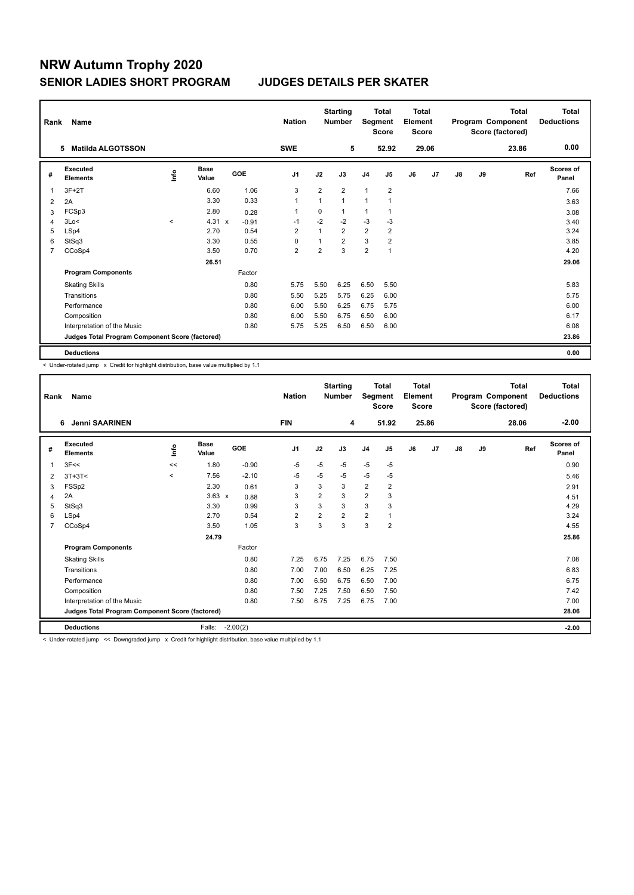# NRW Autumn Trophy 2020

## SENIOR LADIES SHORT PROGRAM — JUDGES DETAILS PER SKATER

| Rank | Name | Nation | Starting Number | Total Segment Score | Total Element Score | Total Program Component Score (factored) | Total Deductions |
|---|---|---|---|---|---|---|---|
| 5 | Matilda ALGOTSSON | SWE | 5 | 52.92 | 29.06 | 23.86 | 0.00 |

| # | Executed Elements | Info | Base Value | GOE | J1 | J2 | J3 | J4 | J5 | J6 | J7 | J8 | J9 | Ref | Scores of Panel |
|---|---|---|---|---|---|---|---|---|---|---|---|---|---|---|---|
| 1 | 3F+2T | | 6.60 | 1.06 | 3 | 2 | 2 | 1 | 2 | | | | | | 7.66 |
| 2 | 2A | | 3.30 | 0.33 | 1 | 1 | 1 | 1 | 1 | | | | | | 3.63 |
| 3 | FCSp3 | | 2.80 | 0.28 | 1 | 0 | 1 | 1 | 1 | | | | | | 3.08 |
| 4 | 3Lo< | < | 4.31 x | -0.91 | -1 | -2 | -2 | -3 | -3 | | | | | | 3.40 |
| 5 | LSp4 | | 2.70 | 0.54 | 2 | 1 | 2 | 2 | 2 | | | | | | 3.24 |
| 6 | StSq3 | | 3.30 | 0.55 | 0 | 1 | 2 | 3 | 2 | | | | | | 3.85 |
| 7 | CCoSp4 | | 3.50 | 0.70 | 2 | 2 | 3 | 2 | 1 | | | | | | 4.20 |
| | | | 26.51 | | | | | | | | | | | | 29.06 |
| | **Program Components** | | | Factor | | | | | | | | | | | |
| | Skating Skills | | | 0.80 | 5.75 | 5.50 | 6.25 | 6.50 | 5.50 | | | | | | 5.83 |
| | Transitions | | | 0.80 | 5.50 | 5.25 | 5.75 | 6.25 | 6.00 | | | | | | 5.75 |
| | Performance | | | 0.80 | 6.00 | 5.50 | 6.25 | 6.75 | 5.75 | | | | | | 6.00 |
| | Composition | | | 0.80 | 6.00 | 5.50 | 6.75 | 6.50 | 6.00 | | | | | | 6.17 |
| | Interpretation of the Music | | | 0.80 | 5.75 | 5.25 | 6.50 | 6.50 | 6.00 | | | | | | 6.08 |
| | **Judges Total Program Component Score (factored)** | | | | | | | | | | | | | | 23.86 |
| | **Deductions** | | | | | | | | | | | | | | 0.00 |

< Under-rotated jump x Credit for highlight distribution, base value multiplied by 1.1

| Rank | Name | Nation | Starting Number | Total Segment Score | Total Element Score | Total Program Component Score (factored) | Total Deductions |
|---|---|---|---|---|---|---|---|
| 6 | Jenni SAARINEN | FIN | 4 | 51.92 | 25.86 | 28.06 | -2.00 |

| # | Executed Elements | Info | Base Value | GOE | J1 | J2 | J3 | J4 | J5 | J6 | J7 | J8 | J9 | Ref | Scores of Panel |
|---|---|---|---|---|---|---|---|---|---|---|---|---|---|---|---|
| 1 | 3F<< | << | 1.80 | -0.90 | -5 | -5 | -5 | -5 | -5 | | | | | | 0.90 |
| 2 | 3T+3T< | < | 7.56 | -2.10 | -5 | -5 | -5 | -5 | -5 | | | | | | 5.46 |
| 3 | FSSp2 | | 2.30 | 0.61 | 3 | 3 | 3 | 2 | 2 | | | | | | 2.91 |
| 4 | 2A | | 3.63 x | 0.88 | 3 | 2 | 3 | 2 | 3 | | | | | | 4.51 |
| 5 | StSq3 | | 3.30 | 0.99 | 3 | 3 | 3 | 3 | 3 | | | | | | 4.29 |
| 6 | LSp4 | | 2.70 | 0.54 | 2 | 2 | 2 | 2 | 1 | | | | | | 3.24 |
| 7 | CCoSp4 | | 3.50 | 1.05 | 3 | 3 | 3 | 3 | 2 | | | | | | 4.55 |
| | | | 24.79 | | | | | | | | | | | | 25.86 |
| | **Program Components** | | | Factor | | | | | | | | | | | |
| | Skating Skills | | | 0.80 | 7.25 | 6.75 | 7.25 | 6.75 | 7.50 | | | | | | 7.08 |
| | Transitions | | | 0.80 | 7.00 | 7.00 | 6.50 | 6.25 | 7.25 | | | | | | 6.83 |
| | Performance | | | 0.80 | 7.00 | 6.50 | 6.75 | 6.50 | 7.00 | | | | | | 6.75 |
| | Composition | | | 0.80 | 7.50 | 7.25 | 7.50 | 6.50 | 7.50 | | | | | | 7.42 |
| | Interpretation of the Music | | | 0.80 | 7.50 | 6.75 | 7.25 | 6.75 | 7.00 | | | | | | 7.00 |
| | **Judges Total Program Component Score (factored)** | | | | | | | | | | | | | | 28.06 |
| | **Deductions** | | Falls: | -2.00(2) | | | | | | | | | | | -2.00 |

< Under-rotated jump << Downgraded jump x Credit for highlight distribution, base value multiplied by 1.1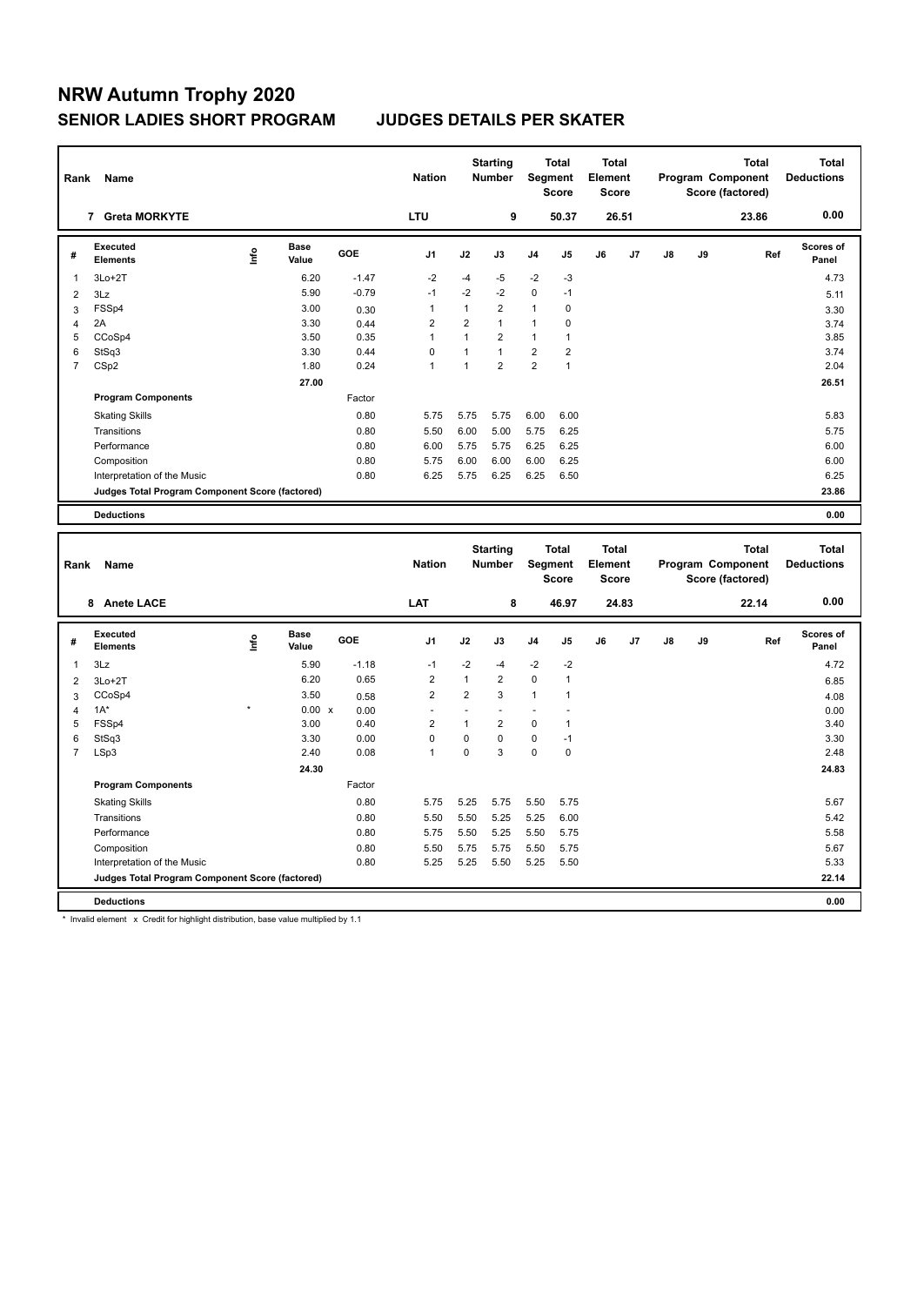# NRW Autumn Trophy 2020

## SENIOR LADIES SHORT PROGRAM JUDGES DETAILS PER SKATER

| Rank | Name | Nation | Starting Number | Total Segment Score | Total Element Score | Total Program Component Score (factored) | Total Deductions |
|---|---|---|---|---|---|---|---|
| 7 | Greta MORKYTE | LTU | 9 | 50.37 | 26.51 | 23.86 | 0.00 |

| # | Executed Elements | Info | Base Value | GOE | J1 | J2 | J3 | J4 | J5 | J6 | J7 | J8 | J9 | Ref | Scores of Panel |
|---|---|---|---|---|---|---|---|---|---|---|---|---|---|---|---|
| 1 | 3Lo+2T | | 6.20 | -1.47 | -2 | -4 | -5 | -2 | -3 | | | | | | 4.73 |
| 2 | 3Lz | | 5.90 | -0.79 | -1 | -2 | -2 | 0 | -1 | | | | | | 5.11 |
| 3 | FSSp4 | | 3.00 | 0.30 | 1 | 1 | 2 | 1 | 0 | | | | | | 3.30 |
| 4 | 2A | | 3.30 | 0.44 | 2 | 2 | 1 | 1 | 0 | | | | | | 3.74 |
| 5 | CCoSp4 | | 3.50 | 0.35 | 1 | 1 | 2 | 1 | 1 | | | | | | 3.85 |
| 6 | StSq3 | | 3.30 | 0.44 | 0 | 1 | 1 | 2 | 2 | | | | | | 3.74 |
| 7 | CSp2 | | 1.80 | 0.24 | 1 | 1 | 2 | 2 | 1 | | | | | | 2.04 |
| | | | 27.00 | | | | | | | | | | | | 26.51 |
| | **Program Components** | | | Factor | | | | | | | | | | | |
| | Skating Skills | | | 0.80 | 5.75 | 5.75 | 5.75 | 6.00 | 6.00 | | | | | | 5.83 |
| | Transitions | | | 0.80 | 5.50 | 6.00 | 5.00 | 5.75 | 6.25 | | | | | | 5.75 |
| | Performance | | | 0.80 | 6.00 | 5.75 | 5.75 | 6.25 | 6.25 | | | | | | 6.00 |
| | Composition | | | 0.80 | 5.75 | 6.00 | 6.00 | 6.00 | 6.25 | | | | | | 6.00 |
| | Interpretation of the Music | | | 0.80 | 6.25 | 5.75 | 6.25 | 6.25 | 6.50 | | | | | | 6.25 |
| | **Judges Total Program Component Score (factored)** | | | | | | | | | | | | | | 23.86 |
| | **Deductions** | | | | | | | | | | | | | | 0.00 |

| Rank | Name | Nation | Starting Number | Total Segment Score | Total Element Score | Total Program Component Score (factored) | Total Deductions |
|---|---|---|---|---|---|---|---|
| 8 | Anete LACE | LAT | 8 | 46.97 | 24.83 | 22.14 | 0.00 |

| # | Executed Elements | Info | Base Value | GOE | J1 | J2 | J3 | J4 | J5 | J6 | J7 | J8 | J9 | Ref | Scores of Panel |
|---|---|---|---|---|---|---|---|---|---|---|---|---|---|---|---|
| 1 | 3Lz | | 5.90 | -1.18 | -1 | -2 | -4 | -2 | -2 | | | | | | 4.72 |
| 2 | 3Lo+2T | | 6.20 | 0.65 | 2 | 1 | 2 | 0 | 1 | | | | | | 6.85 |
| 3 | CCoSp4 | | 3.50 | 0.58 | 2 | 2 | 3 | 1 | 1 | | | | | | 4.08 |
| 4 | 1A* | * | 0.00 x | 0.00 | - | - | - | - | - | | | | | | 0.00 |
| 5 | FSSp4 | | 3.00 | 0.40 | 2 | 1 | 2 | 0 | 1 | | | | | | 3.40 |
| 6 | StSq3 | | 3.30 | 0.00 | 0 | 0 | 0 | 0 | -1 | | | | | | 3.30 |
| 7 | LSp3 | | 2.40 | 0.08 | 1 | 0 | 3 | 0 | 0 | | | | | | 2.48 |
| | | | 24.30 | | | | | | | | | | | | 24.83 |
| | **Program Components** | | | Factor | | | | | | | | | | | |
| | Skating Skills | | | 0.80 | 5.75 | 5.25 | 5.75 | 5.50 | 5.75 | | | | | | 5.67 |
| | Transitions | | | 0.80 | 5.50 | 5.50 | 5.25 | 5.25 | 6.00 | | | | | | 5.42 |
| | Performance | | | 0.80 | 5.75 | 5.50 | 5.25 | 5.50 | 5.75 | | | | | | 5.58 |
| | Composition | | | 0.80 | 5.50 | 5.75 | 5.75 | 5.50 | 5.75 | | | | | | 5.67 |
| | Interpretation of the Music | | | 0.80 | 5.25 | 5.25 | 5.50 | 5.25 | 5.50 | | | | | | 5.33 |
| | **Judges Total Program Component Score (factored)** | | | | | | | | | | | | | | 22.14 |
| | **Deductions** | | | | | | | | | | | | | | 0.00 |

* Invalid element x Credit for highlight distribution, base value multiplied by 1.1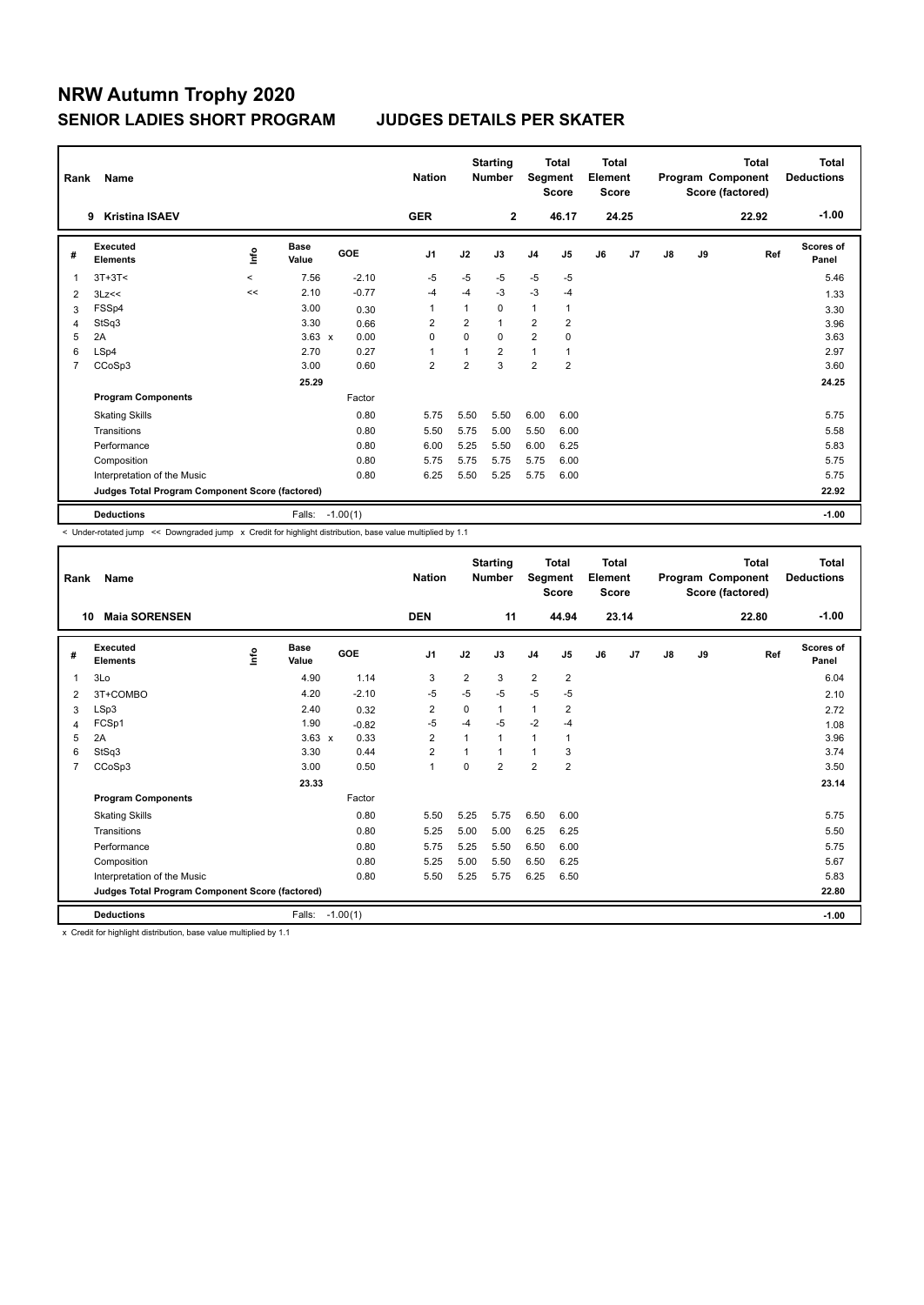# NRW Autumn Trophy 2020

## SENIOR LADIES SHORT PROGRAM JUDGES DETAILS PER SKATER

| Rank | Name | Nation | Starting Number | Total Segment Score | Total Element Score | Total Program Component Score (factored) | Total Deductions |
|---|---|---|---|---|---|---|---|
| 9 | Kristina ISAEV | GER | 2 | 46.17 | 24.25 | 22.92 | -1.00 |

| # | Executed Elements | Info | Base Value | | GOE | J1 | J2 | J3 | J4 | J5 | J6 | J7 | J8 | J9 | Ref | Scores of Panel |
|---|---|---|---|---|---|---|---|---|---|---|---|---|---|---|---|---|
| 1 | 3T+3T< | < | 7.56 | | -2.10 | -5 | -5 | -5 | -5 | -5 | | | | | | 5.46 |
| 2 | 3Lz<< | << | 2.10 | | -0.77 | -4 | -4 | -3 | -3 | -4 | | | | | | 1.33 |
| 3 | FSSp4 | | 3.00 | | 0.30 | 1 | 1 | 0 | 1 | 1 | | | | | | 3.30 |
| 4 | StSq3 | | 3.30 | | 0.66 | 2 | 2 | 1 | 2 | 2 | | | | | | 3.96 |
| 5 | 2A | | 3.63 | x | 0.00 | 0 | 0 | 0 | 2 | 0 | | | | | | 3.63 |
| 6 | LSp4 | | 2.70 | | 0.27 | 1 | 1 | 2 | 1 | 1 | | | | | | 2.97 |
| 7 | CCoSp3 | | 3.00 | | 0.60 | 2 | 2 | 3 | 2 | 2 | | | | | | 3.60 |
| | | | 25.29 | | | | | | | | | | | | | 24.25 |
| | **Program Components** | | | | Factor | | | | | | | | | | | |
| | Skating Skills | | | | 0.80 | 5.75 | 5.50 | 5.50 | 6.00 | 6.00 | | | | | | 5.75 |
| | Transitions | | | | 0.80 | 5.50 | 5.75 | 5.00 | 5.50 | 6.00 | | | | | | 5.58 |
| | Performance | | | | 0.80 | 6.00 | 5.25 | 5.50 | 6.00 | 6.25 | | | | | | 5.83 |
| | Composition | | | | 0.80 | 5.75 | 5.75 | 5.75 | 5.75 | 6.00 | | | | | | 5.75 |
| | Interpretation of the Music | | | | 0.80 | 6.25 | 5.50 | 5.25 | 5.75 | 6.00 | | | | | | 5.75 |
| | **Judges Total Program Component Score (factored)** | | | | | | | | | | | | | | | 22.92 |
| | **Deductions** | | Falls: | | -1.00(1) | | | | | | | | | | | -1.00 |

< Under-rotated jump << Downgraded jump x Credit for highlight distribution, base value multiplied by 1.1

| Rank | Name | Nation | Starting Number | Total Segment Score | Total Element Score | Total Program Component Score (factored) | Total Deductions |
|---|---|---|---|---|---|---|---|
| 10 | Maia SORENSEN | DEN | 11 | 44.94 | 23.14 | 22.80 | -1.00 |

| # | Executed Elements | Info | Base Value | | GOE | J1 | J2 | J3 | J4 | J5 | J6 | J7 | J8 | J9 | Ref | Scores of Panel |
|---|---|---|---|---|---|---|---|---|---|---|---|---|---|---|---|---|
| 1 | 3Lo | | 4.90 | | 1.14 | 3 | 2 | 3 | 2 | 2 | | | | | | 6.04 |
| 2 | 3T+COMBO | | 4.20 | | -2.10 | -5 | -5 | -5 | -5 | -5 | | | | | | 2.10 |
| 3 | LSp3 | | 2.40 | | 0.32 | 2 | 0 | 1 | 1 | 2 | | | | | | 2.72 |
| 4 | FCSp1 | | 1.90 | | -0.82 | -5 | -4 | -5 | -2 | -4 | | | | | | 1.08 |
| 5 | 2A | | 3.63 | x | 0.33 | 2 | 1 | 1 | 1 | 1 | | | | | | 3.96 |
| 6 | StSq3 | | 3.30 | | 0.44 | 2 | 1 | 1 | 1 | 3 | | | | | | 3.74 |
| 7 | CCoSp3 | | 3.00 | | 0.50 | 1 | 0 | 2 | 2 | 2 | | | | | | 3.50 |
| | | | 23.33 | | | | | | | | | | | | | 23.14 |
| | **Program Components** | | | | Factor | | | | | | | | | | | |
| | Skating Skills | | | | 0.80 | 5.50 | 5.25 | 5.75 | 6.50 | 6.00 | | | | | | 5.75 |
| | Transitions | | | | 0.80 | 5.25 | 5.00 | 5.00 | 6.25 | 6.25 | | | | | | 5.50 |
| | Performance | | | | 0.80 | 5.75 | 5.25 | 5.50 | 6.50 | 6.00 | | | | | | 5.75 |
| | Composition | | | | 0.80 | 5.25 | 5.00 | 5.50 | 6.50 | 6.25 | | | | | | 5.67 |
| | Interpretation of the Music | | | | 0.80 | 5.50 | 5.25 | 5.75 | 6.25 | 6.50 | | | | | | 5.83 |
| | **Judges Total Program Component Score (factored)** | | | | | | | | | | | | | | | 22.80 |
| | **Deductions** | | Falls: | | -1.00(1) | | | | | | | | | | | -1.00 |

x Credit for highlight distribution, base value multiplied by 1.1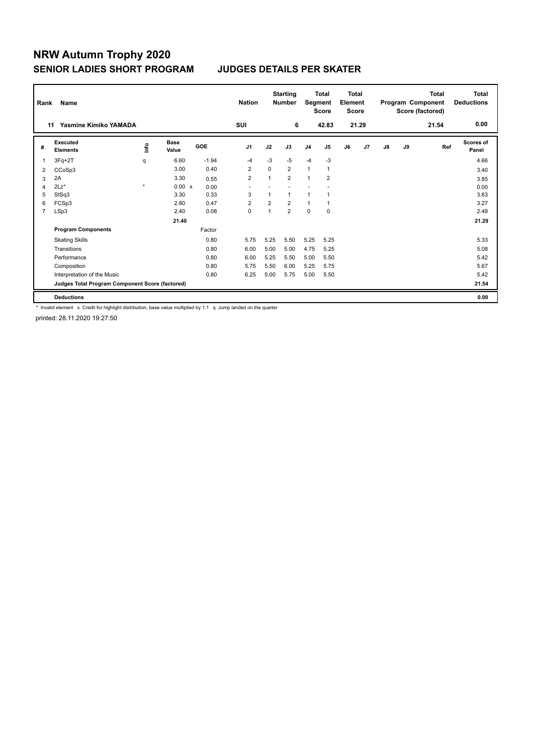# NRW Autumn Trophy 2020

## SENIOR LADIES SHORT PROGRAM JUDGES DETAILS PER SKATER

| Rank | Name | Nation | Starting Number | Total Segment Score | Total Element Score | Total Program Component Score (factored) | Total Deductions |
|---|---|---|---|---|---|---|---|
| 11 | Yasmine Kimiko YAMADA | SUI | 6 | 42.83 | 21.29 | 21.54 | 0.00 |

| # | Executed Elements | Info | Base Value | | GOE | J1 | J2 | J3 | J4 | J5 | J6 | J7 | J8 | J9 | Ref | Scores of Panel |
|---|---|---|---|---|---|---|---|---|---|---|---|---|---|---|---|---|
| 1 | 3Fq+2T | q | 6.60 | | -1.94 | -4 | -3 | -5 | -4 | -3 | | | | | | 4.66 |
| 2 | CCoSp3 | | 3.00 | | 0.40 | 2 | 0 | 2 | 1 | 1 | | | | | | 3.40 |
| 3 | 2A | | 3.30 | | 0.55 | 2 | 1 | 2 | 1 | 2 | | | | | | 3.85 |
| 4 | 2Lz* | * | 0.00 | x | 0.00 | - | - | - | - | - | | | | | | 0.00 |
| 5 | StSq3 | | 3.30 | | 0.33 | 3 | 1 | 1 | 1 | 1 | | | | | | 3.63 |
| 6 | FCSp3 | | 2.80 | | 0.47 | 2 | 2 | 2 | 1 | 1 | | | | | | 3.27 |
| 7 | LSp3 | | 2.40 | | 0.08 | 0 | 1 | 2 | 0 | 0 | | | | | | 2.48 |
| | | | 21.40 | | | | | | | | | | | | | 21.29 |
| | **Program Components** | | | | Factor | | | | | | | | | | | |
| | Skating Skills | | | | 0.80 | 5.75 | 5.25 | 5.50 | 5.25 | 5.25 | | | | | | 5.33 |
| | Transitions | | | | 0.80 | 6.00 | 5.00 | 5.00 | 4.75 | 5.25 | | | | | | 5.08 |
| | Performance | | | | 0.80 | 6.00 | 5.25 | 5.50 | 5.00 | 5.50 | | | | | | 5.42 |
| | Composition | | | | 0.80 | 5.75 | 5.50 | 6.00 | 5.25 | 5.75 | | | | | | 5.67 |
| | Interpretation of the Music | | | | 0.80 | 6.25 | 5.00 | 5.75 | 5.00 | 5.50 | | | | | | 5.42 |
| | **Judges Total Program Component Score (factored)** | | | | | | | | | | | | | | | 21.54 |
| | **Deductions** | | | | | | | | | | | | | | | 0.00 |

\* Invalid element x Credit for highlight distribution, base value multiplied by 1.1 q Jump landed on the quarter

printed: 28.11.2020 19:27:50